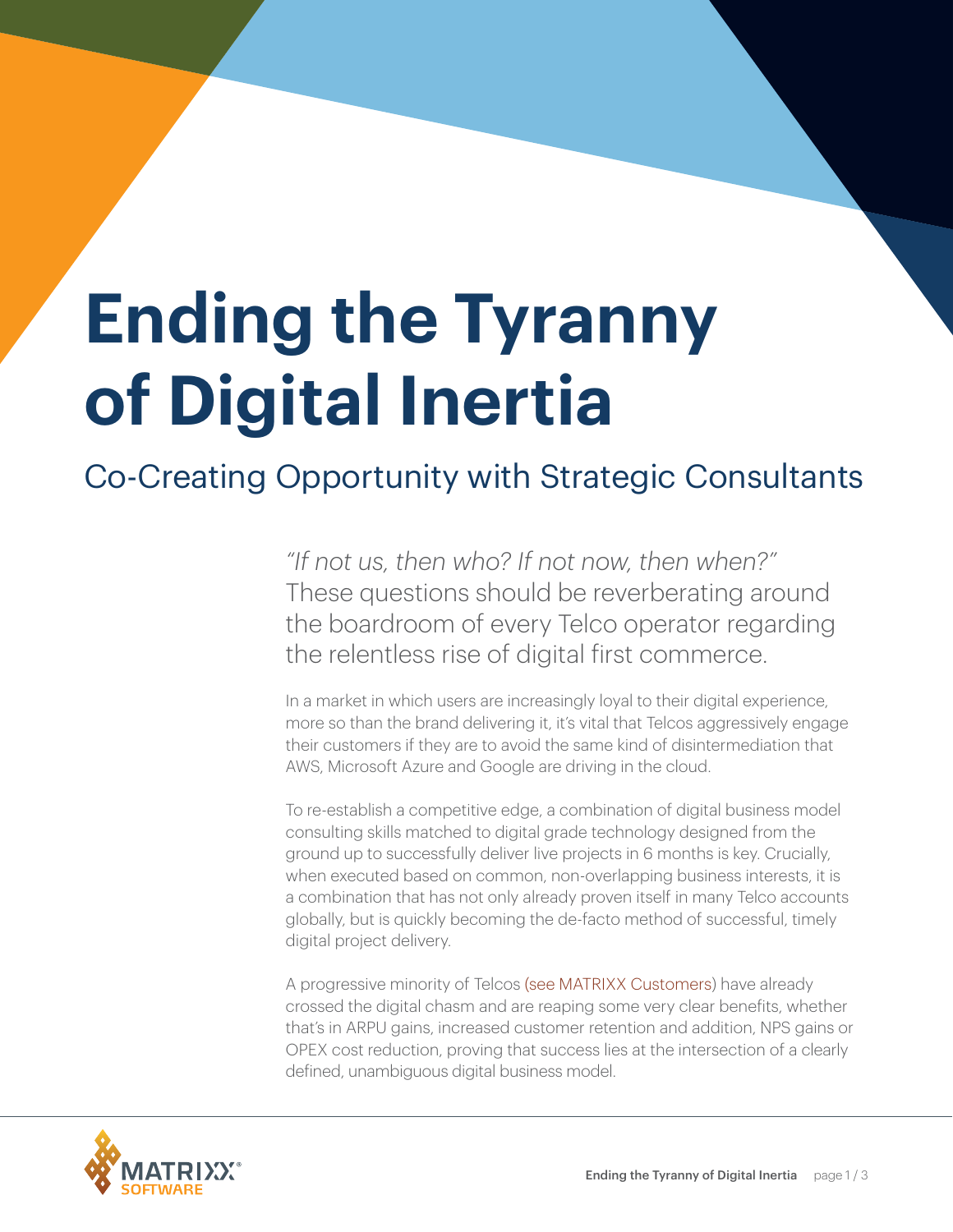# Ending the Tyranny of Digital Inertia

## Co-Creating Opportunity with Strategic Consultants

*"If not us, then who? If not now, then when?"* These questions should be reverberating around the boardroom of every Telco operator regarding the relentless rise of digital first commerce.

In a market in which users are increasingly loyal to their digital experience, more so than the brand delivering it, it's vital that Telcos aggressively engage their customers if they are to avoid the same kind of disintermediation that AWS, Microsoft Azure and Google are driving in the cloud.

To re-establish a competitive edge, a combination of digital business model consulting skills matched to digital grade technology designed from the ground up to successfully deliver live projects in 6 months is key. Crucially, when executed based on common, non-overlapping business interests, it is a combination that has not only already proven itself in many Telco accounts globally, but is quickly becoming the de-facto method of successful, timely digital project delivery.

A progressive minority of Telcos (see MATRIXX Customers) have already crossed the digital chasm and are reaping some very clear benefits, whether that's in ARPU gains, increased customer retention and addition, NPS gains or OPEX cost reduction, proving that success lies at the intersection of a clearly defined, unambiguous digital business model.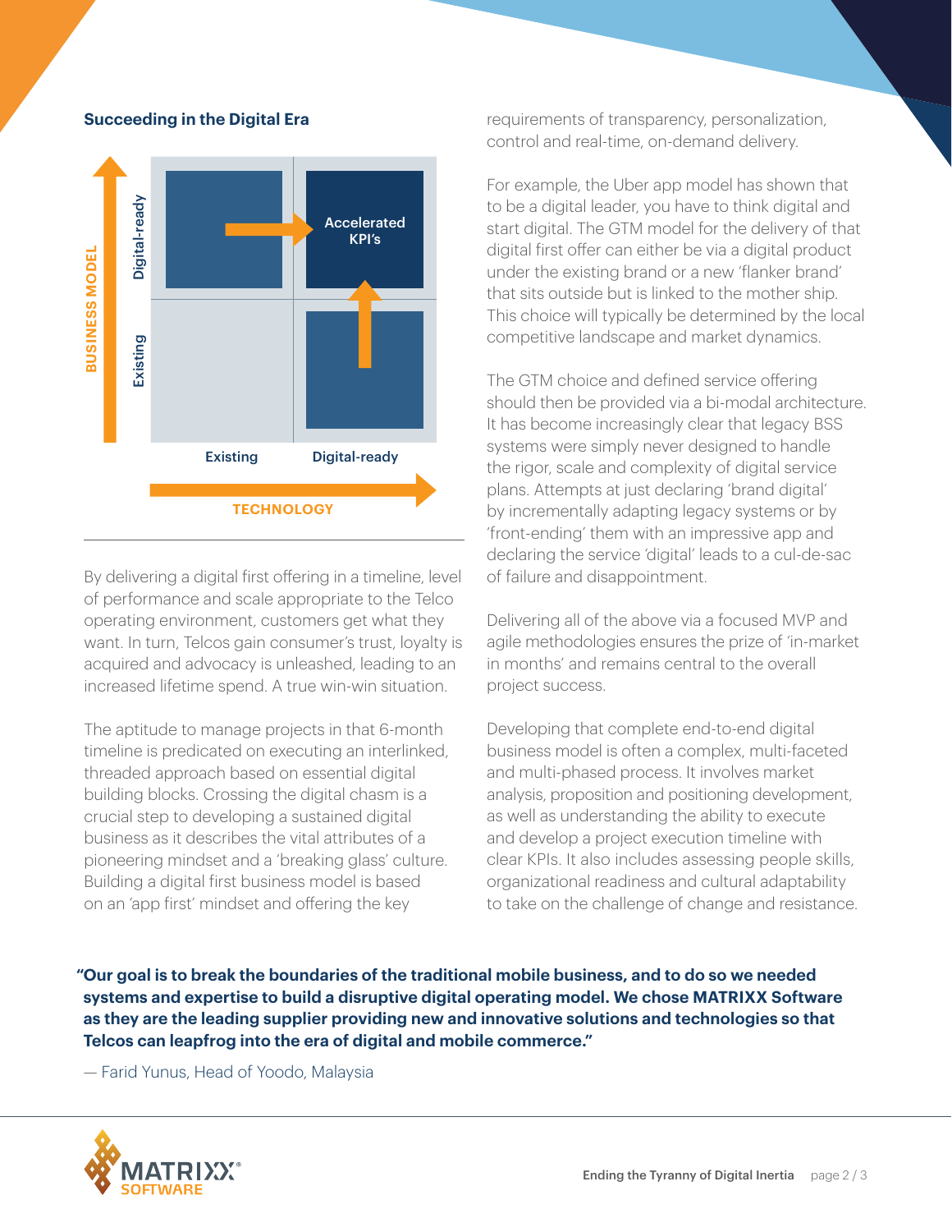**Succeeding in the Digital Era**

BUSINESS MODEL

Digital-ready

Existing

Accelerated KPI's

Existing

Digital-ready

TECHNOLOGY

By delivering a digital first offering in a timeline, level of performance and scale appropriate to the Telco operating environment, customers get what they want. In turn, Telcos gain consumer's trust, loyalty is acquired and advocacy is unleashed, leading to an increased lifetime spend. A true win-win situation.

The aptitude to manage projects in that 6-month timeline is predicated on executing an interlinked, threaded approach based on essential digital building blocks. Crossing the digital chasm is a crucial step to developing a sustained digital business as it describes the vital attributes of a pioneering mindset and a 'breaking glass' culture. Building a digital first business model is based on an 'app first' mindset and offering the key requirements of transparency, personalization, control and real-time, on-demand delivery.

For example, the Uber app model has shown that to be a digital leader, you have to think digital and start digital. The GTM model for the delivery of that digital first offer can either be via a digital product under the existing brand or a new 'flanker brand' that sits outside but is linked to the mother ship. This choice will typically be determined by the local competitive landscape and market dynamics.

The GTM choice and defined service offering should then be provided via a bi-modal architecture. It has become increasingly clear that legacy BSS systems were simply never designed to handle the rigor, scale and complexity of digital service plans. Attempts at just declaring 'brand digital' by incrementally adapting legacy systems or by 'front-ending' them with an impressive app and declaring the service 'digital' leads to a cul-de-sac of failure and disappointment.

Delivering all of the above via a focused MVP and agile methodologies ensures the prize of 'in-market in months' and remains central to the overall project success.

Developing that complete end-to-end digital business model is often a complex, multi-faceted and multi-phased process. It involves market analysis, proposition and positioning development, as well as understanding the ability to execute and develop a project execution timeline with clear KPIs. It also includes assessing people skills, organizational readiness and cultural adaptability to take on the challenge of change and resistance.

**"Our goal is to break the boundaries of the traditional mobile business, and to do so we needed systems and expertise to build a disruptive digital operating model. We chose MATRIXX Software as they are the leading supplier providing new and innovative solutions and technologies so that Telcos can leapfrog into the era of digital and mobile commerce."**

— Farid Yunus, Head of Yoodo, Malaysia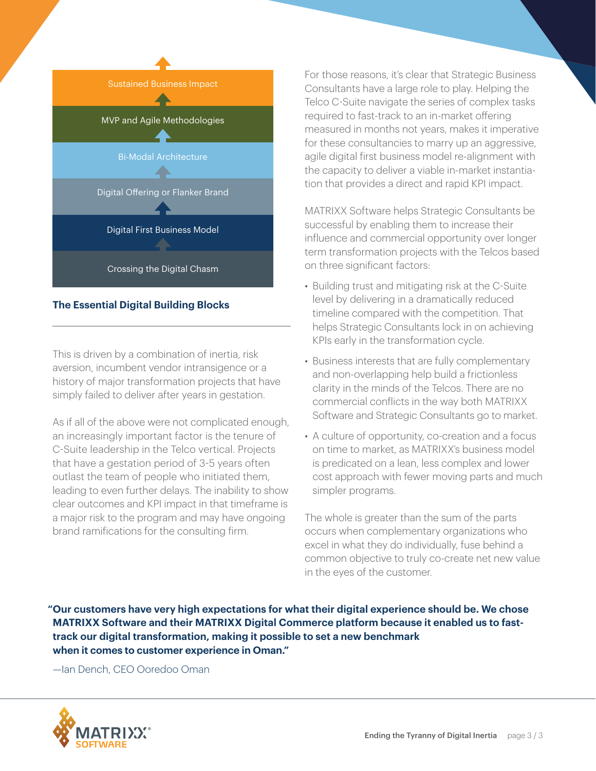Sustained Business Impact

MVP and Agile Methodologies

Bi-Modal Architecture

Digital Offering or Flanker Brand

Digital First Business Model

Crossing the Digital Chasm

**The Essential Digital Building Blocks**

This is driven by a combination of inertia, risk aversion, incumbent vendor intransigence or a history of major transformation projects that have simply failed to deliver after years in gestation.

As if all of the above were not complicated enough, an increasingly important factor is the tenure of C-Suite leadership in the Telco vertical. Projects that have a gestation period of 3-5 years often outlast the team of people who initiated them, leading to even further delays. The inability to show clear outcomes and KPI impact in that timeframe is a major risk to the program and may have ongoing brand ramifications for the consulting firm.

For those reasons, it's clear that Strategic Business Consultants have a large role to play. Helping the Telco C-Suite navigate the series of complex tasks required to fast-track to an in-market offering measured in months not years, makes it imperative for these consultancies to marry up an aggressive, agile digital first business model re-alignment with the capacity to deliver a viable in-market instantiation that provides a direct and rapid KPI impact.

MATRIXX Software helps Strategic Consultants be successful by enabling them to increase their influence and commercial opportunity over longer term transformation projects with the Telcos based on three significant factors:

- Building trust and mitigating risk at the C-Suite level by delivering in a dramatically reduced timeline compared with the competition. That helps Strategic Consultants lock in on achieving KPIs early in the transformation cycle.
- Business interests that are fully complementary and non-overlapping help build a frictionless clarity in the minds of the Telcos. There are no commercial conflicts in the way both MATRIXX Software and Strategic Consultants go to market.
- A culture of opportunity, co-creation and a focus on time to market, as MATRIXX's business model is predicated on a lean, less complex and lower cost approach with fewer moving parts and much simpler programs.

The whole is greater than the sum of the parts occurs when complementary organizations who excel in what they do individually, fuse behind a common objective to truly co-create net new value in the eyes of the customer.

**"Our customers have very high expectations for what their digital experience should be. We chose MATRIXX Software and their MATRIXX Digital Commerce platform because it enabled us to fast-track our digital transformation, making it possible to set a new benchmark when it comes to customer experience in Oman."**

—Ian Dench, CEO Ooredoo Oman